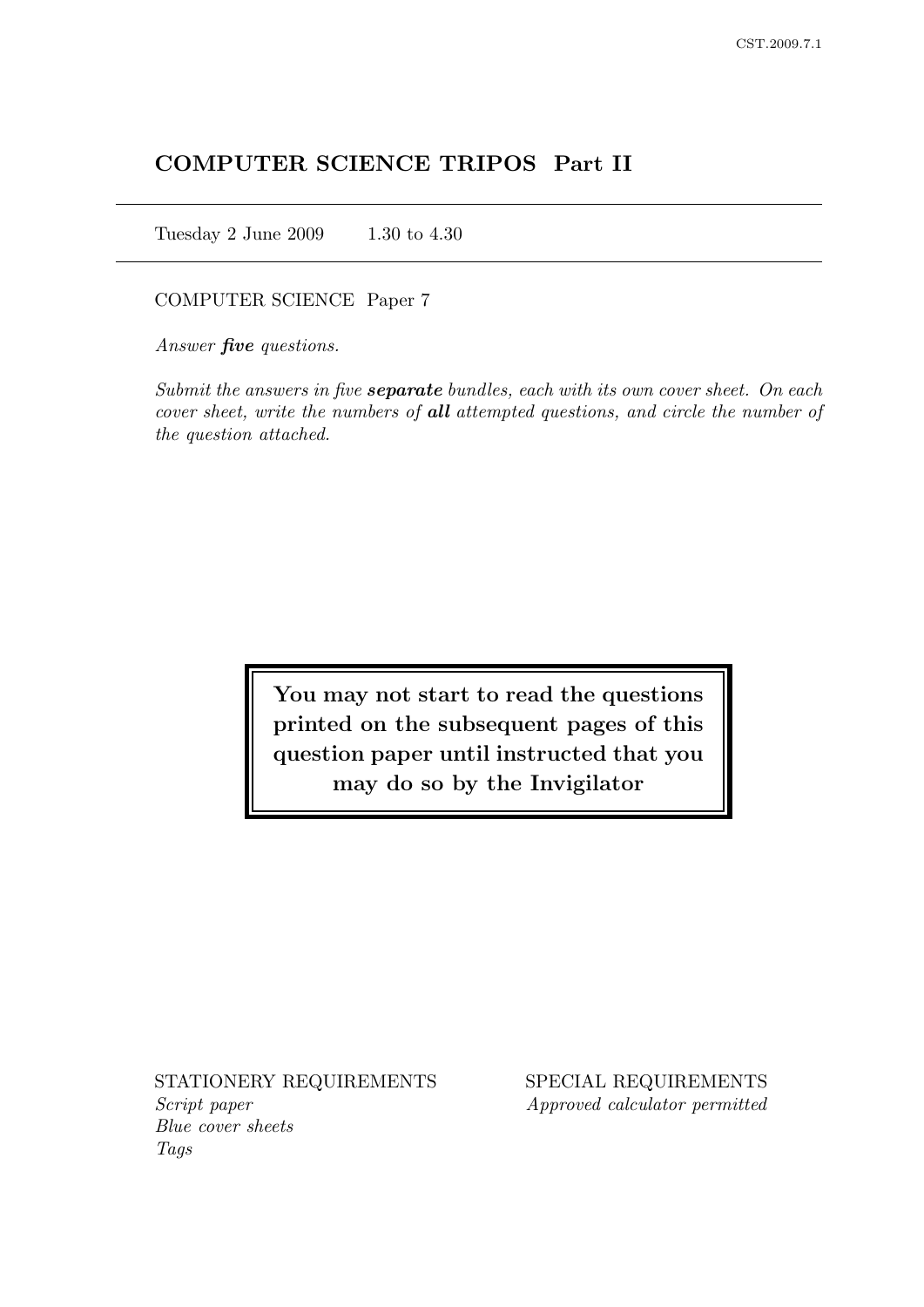# COMPUTER SCIENCE TRIPOS Part II

Tuesday 2 June 2009 1.30 to 4.30

COMPUTER SCIENCE Paper 7

*Answer **five** questions.*

*Submit the answers in five **separate** bundles, each with its own cover sheet. On each cover sheet, write the numbers of **all** attempted questions, and circle the number of the question attached.*

**You may not start to read the questions printed on the subsequent pages of this question paper until instructed that you may do so by the Invigilator**

STATIONERY REQUIREMENTS

*Script paper*
*Blue cover sheets*
*Tags*

SPECIAL REQUIREMENTS

*Approved calculator permitted*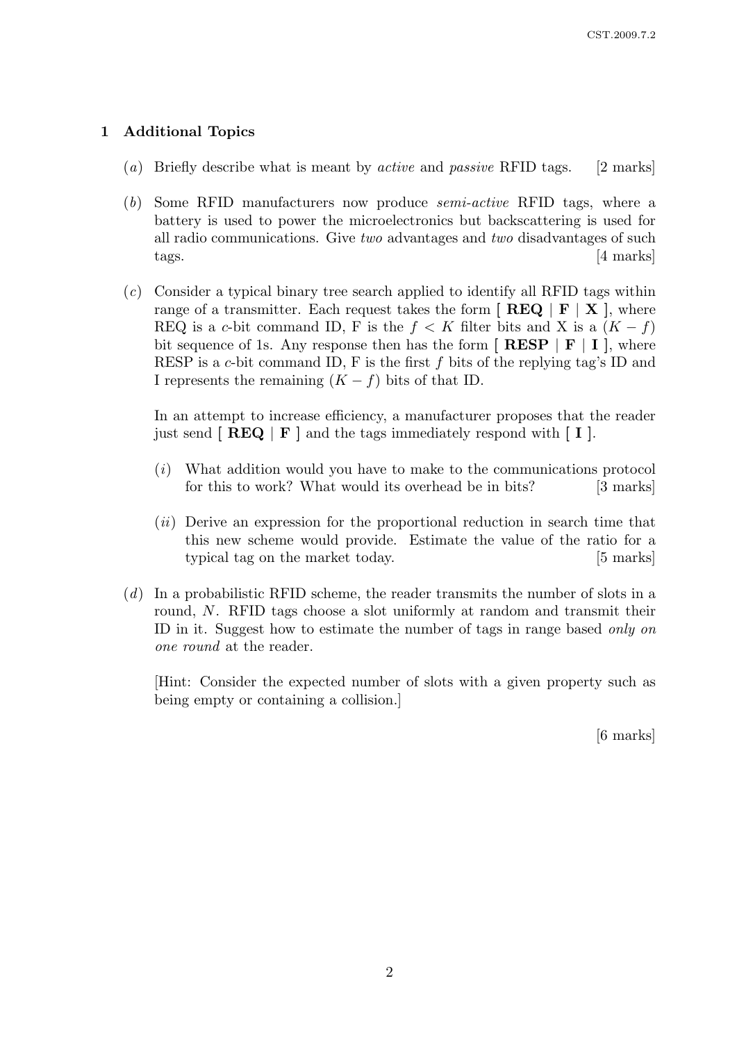## 1 Additional Topics

(*a*) Briefly describe what is meant by *active* and *passive* RFID tags. [2 marks]

(*b*) Some RFID manufacturers now produce *semi-active* RFID tags, where a battery is used to power the microelectronics but backscattering is used for all radio communications. Give *two* advantages and *two* disadvantages of such tags. [4 marks]

(*c*) Consider a typical binary tree search applied to identify all RFID tags within range of a transmitter. Each request takes the form [ **REQ** | **F** | **X** ], where REQ is a $c$-bit command ID, F is the $f < K$ filter bits and X is a $(K - f)$ bit sequence of 1s. Any response then has the form [ **RESP** | **F** | **I** ], where RESP is a $c$-bit command ID, F is the first $f$ bits of the replying tag's ID and I represents the remaining $(K - f)$ bits of that ID.

In an attempt to increase efficiency, a manufacturer proposes that the reader just send [ **REQ** | **F** ] and the tags immediately respond with [ **I** ].

(*i*) What addition would you have to make to the communications protocol for this to work? What would its overhead be in bits? [3 marks]

(*ii*) Derive an expression for the proportional reduction in search time that this new scheme would provide. Estimate the value of the ratio for a typical tag on the market today. [5 marks]

(*d*) In a probabilistic RFID scheme, the reader transmits the number of slots in a round, $N$. RFID tags choose a slot uniformly at random and transmit their ID in it. Suggest how to estimate the number of tags in range based *only on one round* at the reader.

[Hint: Consider the expected number of slots with a given property such as being empty or containing a collision.]

[6 marks]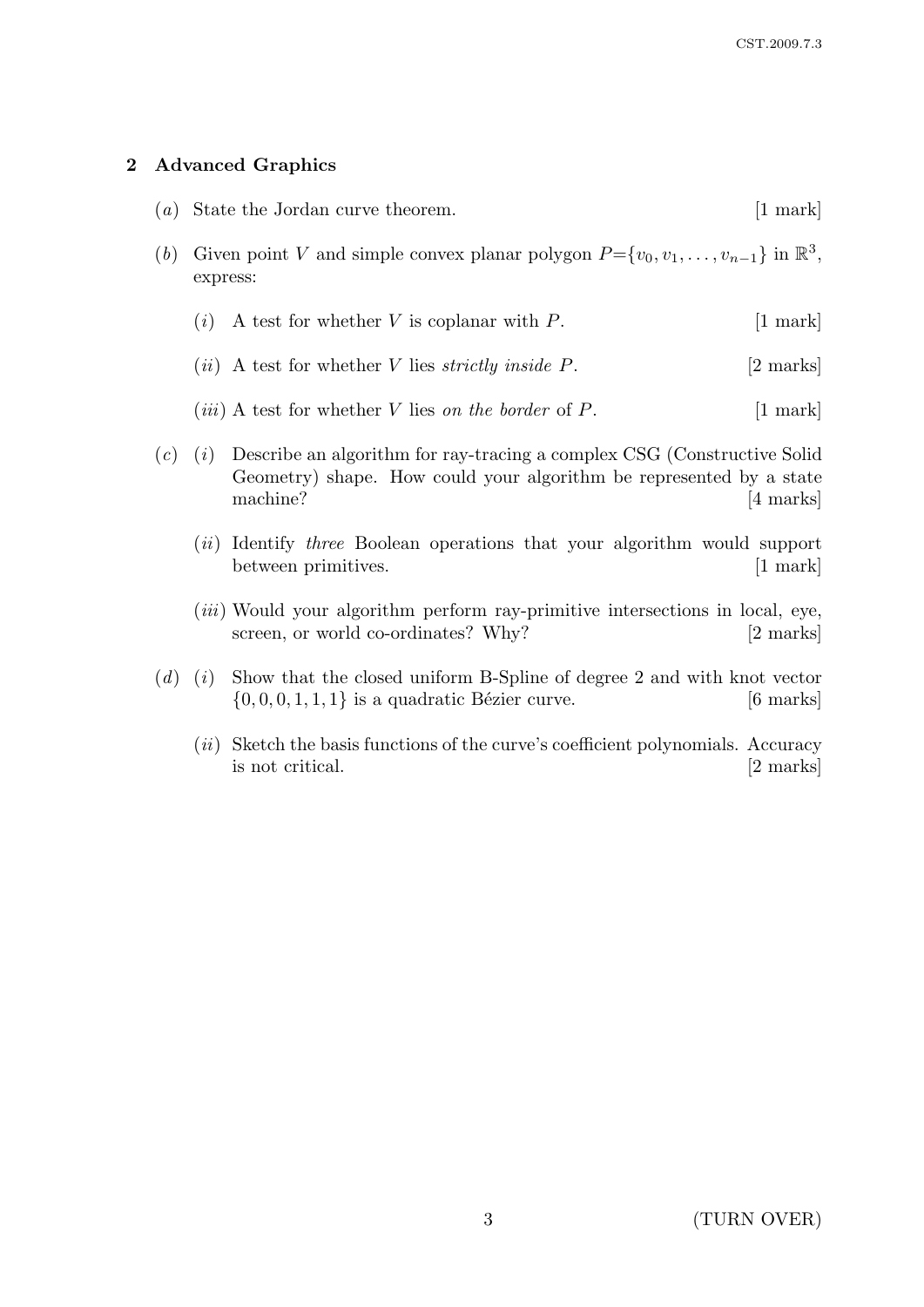## 2 Advanced Graphics

(*a*) State the Jordan curve theorem. [1 mark]

(*b*) Given point $V$ and simple convex planar polygon $P = \{v_0, v_1, \ldots, v_{n-1}\}$ in $\mathbb{R}^3$, express:

(*i*) A test for whether $V$ is coplanar with $P$. [1 mark]

(*ii*) A test for whether $V$ lies *strictly inside* $P$. [2 marks]

(*iii*) A test for whether $V$ lies *on the border* of $P$. [1 mark]

(*c*) (*i*) Describe an algorithm for ray-tracing a complex CSG (Constructive Solid Geometry) shape. How could your algorithm be represented by a state machine? [4 marks]

(*ii*) Identify *three* Boolean operations that your algorithm would support between primitives. [1 mark]

(*iii*) Would your algorithm perform ray-primitive intersections in local, eye, screen, or world co-ordinates? Why? [2 marks]

(*d*) (*i*) Show that the closed uniform B-Spline of degree 2 and with knot vector $\{0, 0, 0, 1, 1, 1\}$ is a quadratic Bézier curve. [6 marks]

(*ii*) Sketch the basis functions of the curve's coefficient polynomials. Accuracy is not critical. [2 marks]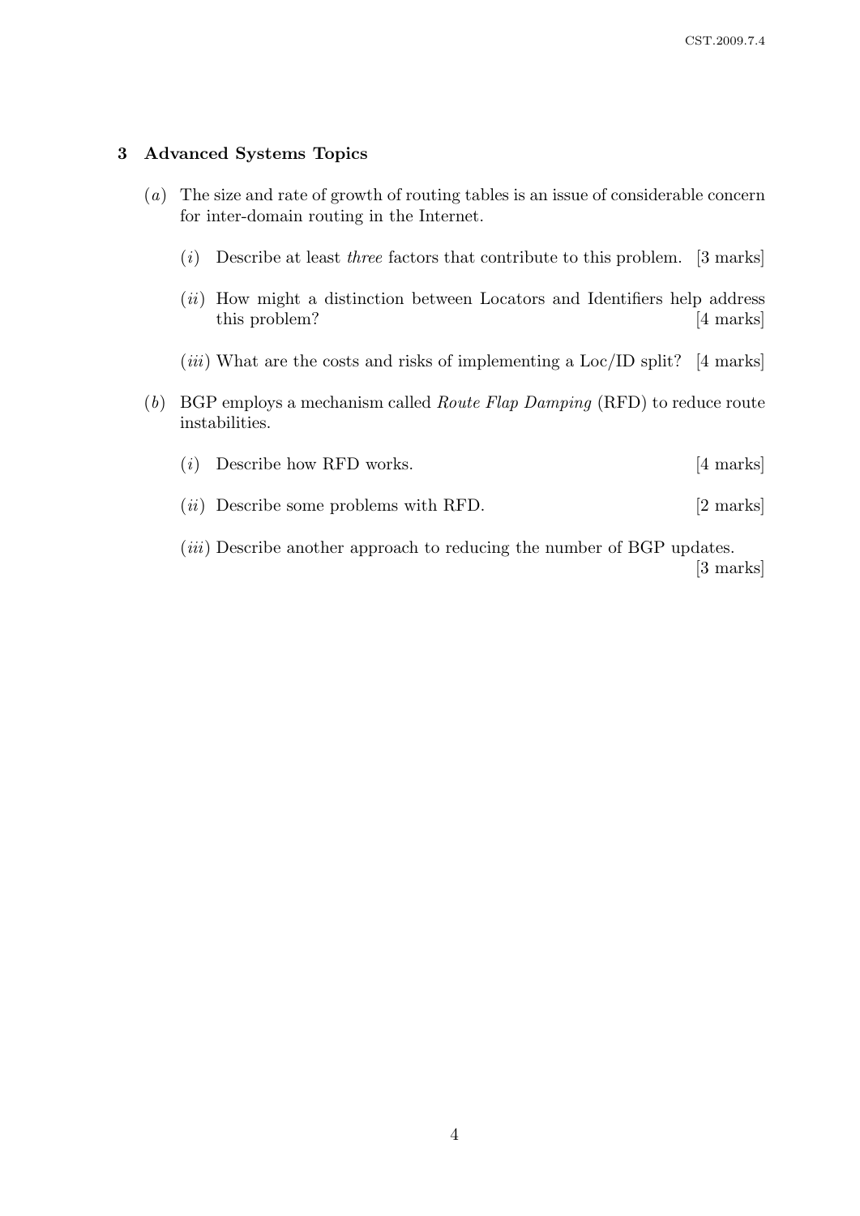## 3 Advanced Systems Topics

(*a*) The size and rate of growth of routing tables is an issue of considerable concern for inter-domain routing in the Internet.

(*i*) Describe at least *three* factors that contribute to this problem. [3 marks]

(*ii*) How might a distinction between Locators and Identifiers help address this problem? [4 marks]

(*iii*) What are the costs and risks of implementing a Loc/ID split? [4 marks]

(*b*) BGP employs a mechanism called *Route Flap Damping* (RFD) to reduce route instabilities.

(*i*) Describe how RFD works. [4 marks]

(*ii*) Describe some problems with RFD. [2 marks]

(*iii*) Describe another approach to reducing the number of BGP updates. [3 marks]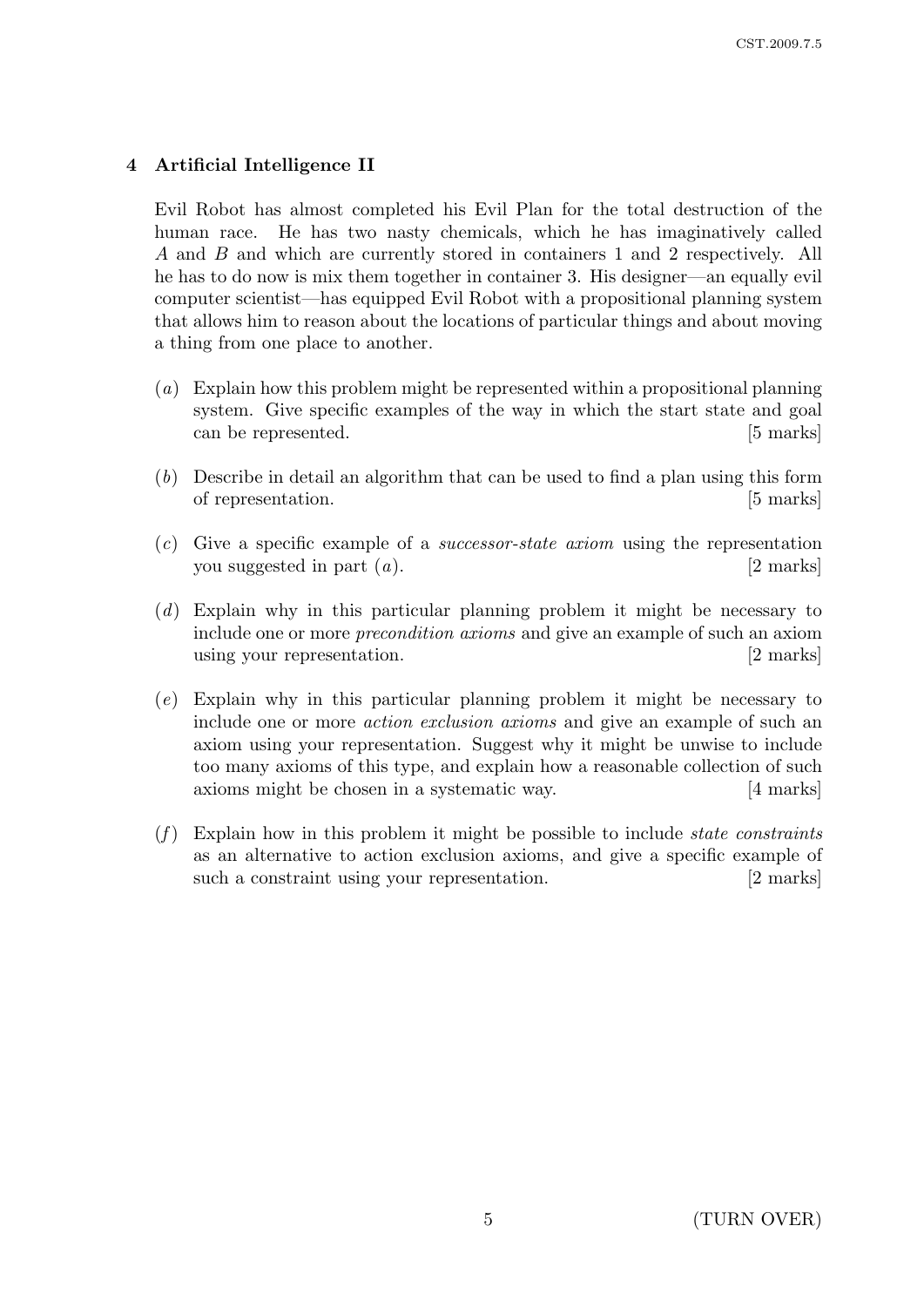## 4 Artificial Intelligence II

Evil Robot has almost completed his Evil Plan for the total destruction of the human race. He has two nasty chemicals, which he has imaginatively called $A$ and $B$ and which are currently stored in containers 1 and 2 respectively. All he has to do now is mix them together in container 3. His designer—an equally evil computer scientist—has equipped Evil Robot with a propositional planning system that allows him to reason about the locations of particular things and about moving a thing from one place to another.

(*a*) Explain how this problem might be represented within a propositional planning system. Give specific examples of the way in which the start state and goal can be represented. [5 marks]

(*b*) Describe in detail an algorithm that can be used to find a plan using this form of representation. [5 marks]

(*c*) Give a specific example of a *successor-state axiom* using the representation you suggested in part (*a*). [2 marks]

(*d*) Explain why in this particular planning problem it might be necessary to include one or more *precondition axioms* and give an example of such an axiom using your representation. [2 marks]

(*e*) Explain why in this particular planning problem it might be necessary to include one or more *action exclusion axioms* and give an example of such an axiom using your representation. Suggest why it might be unwise to include too many axioms of this type, and explain how a reasonable collection of such axioms might be chosen in a systematic way. [4 marks]

(*f*) Explain how in this problem it might be possible to include *state constraints* as an alternative to action exclusion axioms, and give a specific example of such a constraint using your representation. [2 marks]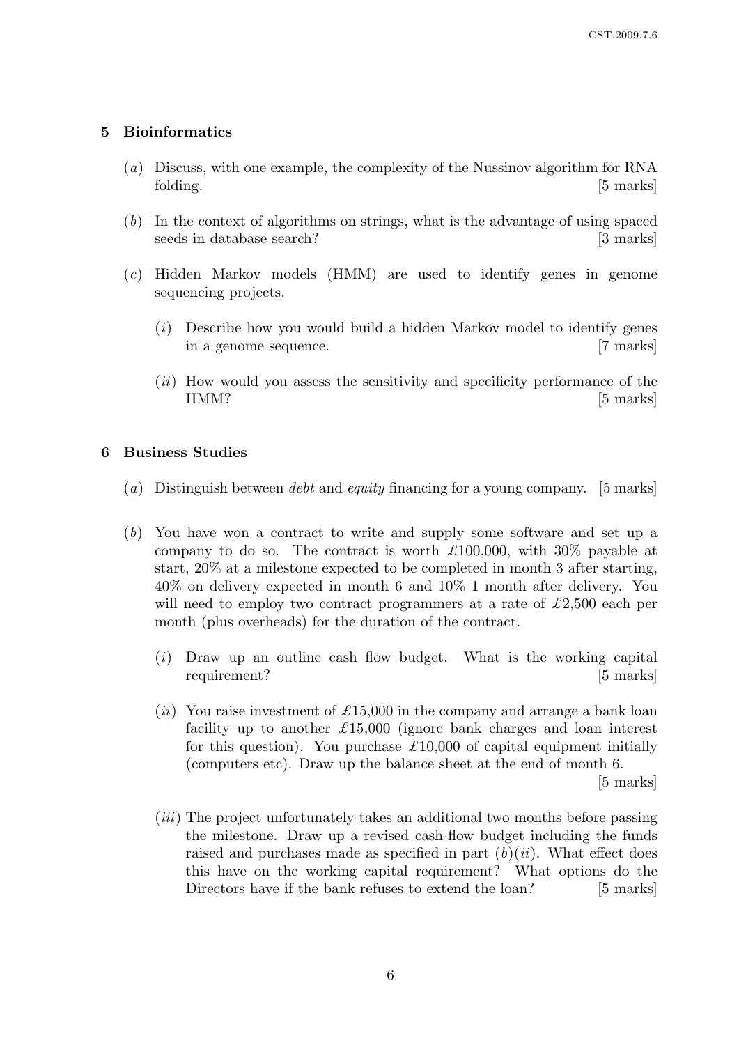## 5 Bioinformatics

(*a*) Discuss, with one example, the complexity of the Nussinov algorithm for RNA folding. [5 marks]

(*b*) In the context of algorithms on strings, what is the advantage of using spaced seeds in database search? [3 marks]

(*c*) Hidden Markov models (HMM) are used to identify genes in genome sequencing projects.

(*i*) Describe how you would build a hidden Markov model to identify genes in a genome sequence. [7 marks]

(*ii*) How would you assess the sensitivity and specificity performance of the HMM? [5 marks]

## 6 Business Studies

(*a*) Distinguish between *debt* and *equity* financing for a young company. [5 marks]

(*b*) You have won a contract to write and supply some software and set up a company to do so. The contract is worth £100,000, with 30% payable at start, 20% at a milestone expected to be completed in month 3 after starting, 40% on delivery expected in month 6 and 10% 1 month after delivery. You will need to employ two contract programmers at a rate of £2,500 each per month (plus overheads) for the duration of the contract.

(*i*) Draw up an outline cash flow budget. What is the working capital requirement? [5 marks]

(*ii*) You raise investment of £15,000 in the company and arrange a bank loan facility up to another £15,000 (ignore bank charges and loan interest for this question). You purchase £10,000 of capital equipment initially (computers etc). Draw up the balance sheet at the end of month 6. [5 marks]

(*iii*) The project unfortunately takes an additional two months before passing the milestone. Draw up a revised cash-flow budget including the funds raised and purchases made as specified in part (*b*)(*ii*). What effect does this have on the working capital requirement? What options do the Directors have if the bank refuses to extend the loan? [5 marks]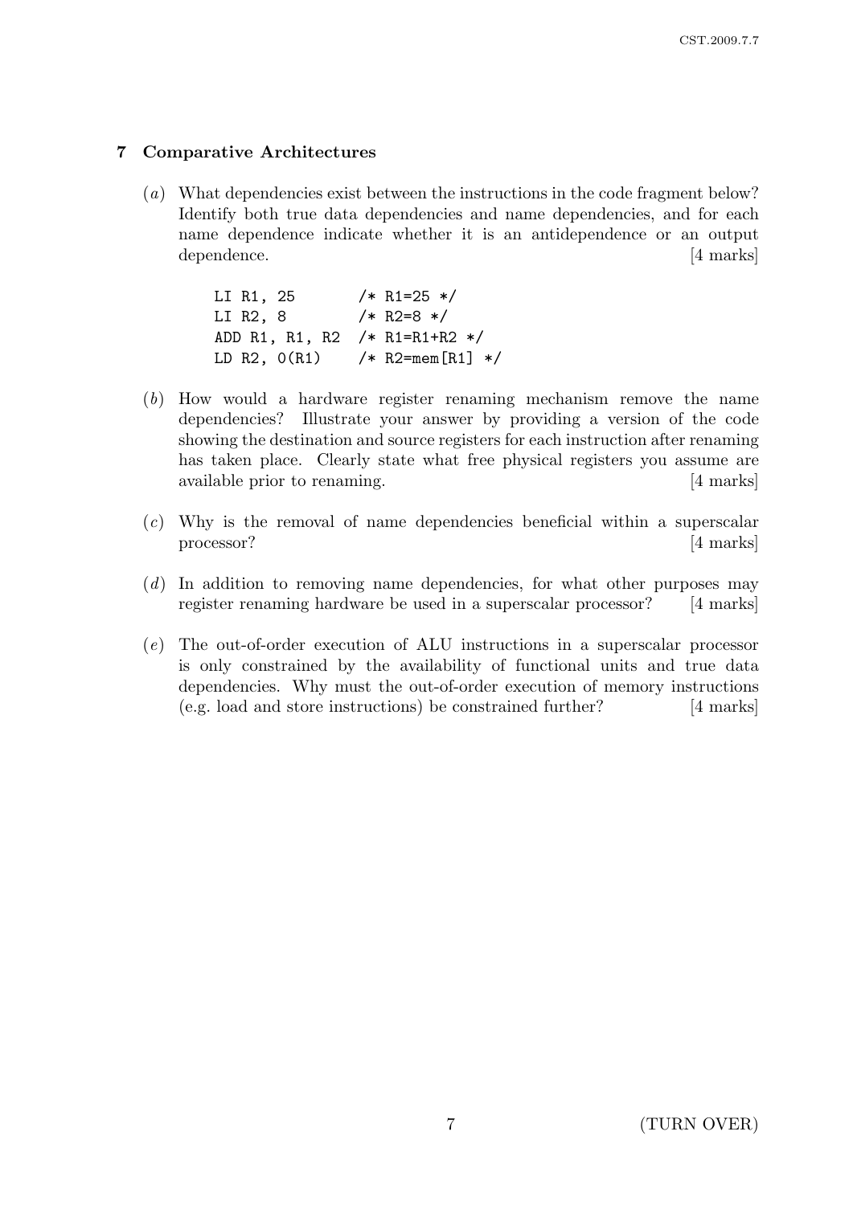## 7 Comparative Architectures

(*a*) What dependencies exist between the instructions in the code fragment below? Identify both true data dependencies and name dependencies, and for each name dependence indicate whether it is an antidependence or an output dependence. [4 marks]

```
LI R1, 25       /* R1=25 */
LI R2, 8        /* R2=8 */
ADD R1, R1, R2  /* R1=R1+R2 */
LD R2, 0(R1)    /* R2=mem[R1] */
```

(*b*) How would a hardware register renaming mechanism remove the name dependencies? Illustrate your answer by providing a version of the code showing the destination and source registers for each instruction after renaming has taken place. Clearly state what free physical registers you assume are available prior to renaming. [4 marks]

(*c*) Why is the removal of name dependencies beneficial within a superscalar processor? [4 marks]

(*d*) In addition to removing name dependencies, for what other purposes may register renaming hardware be used in a superscalar processor? [4 marks]

(*e*) The out-of-order execution of ALU instructions in a superscalar processor is only constrained by the availability of functional units and true data dependencies. Why must the out-of-order execution of memory instructions (e.g. load and store instructions) be constrained further? [4 marks]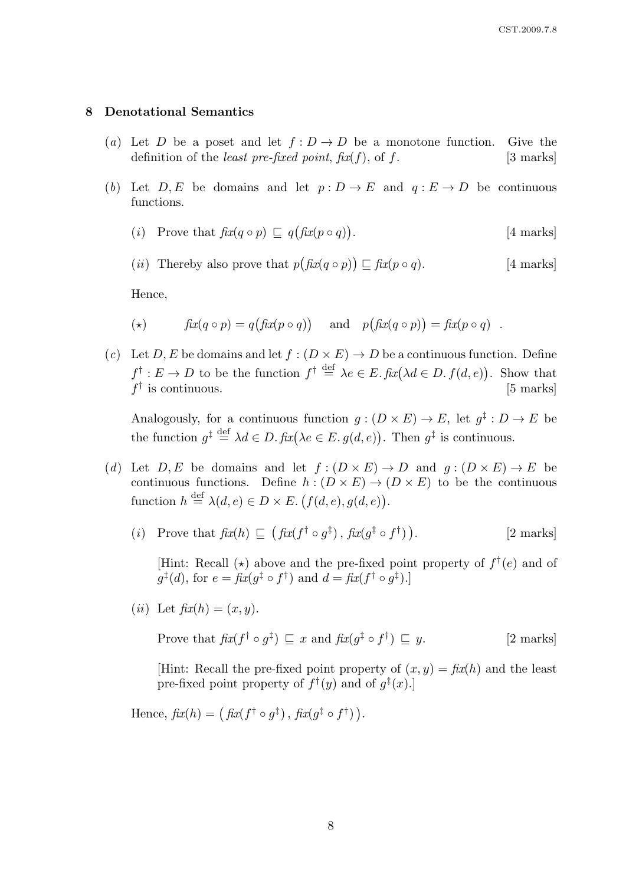## 8 Denotational Semantics

(*a*) Let $D$ be a poset and let $f : D \to D$ be a monotone function. Give the definition of the *least pre-fixed point*, $\mathit{fix}(f)$, of $f$. [3 marks]

(*b*) Let $D, E$ be domains and let $p : D \to E$ and $q : E \to D$ be continuous functions.

(*i*) Prove that $\mathit{fix}(q \circ p) \sqsubseteq q\big(\mathit{fix}(p \circ q)\big)$. [4 marks]

(*ii*) Thereby also prove that $p\big(\mathit{fix}(q \circ p)\big) \sqsubseteq \mathit{fix}(p \circ q)$. [4 marks]

Hence,

$$(\star) \qquad \mathit{fix}(q \circ p) = q\big(\mathit{fix}(p \circ q)\big) \quad \text{and} \quad p\big(\mathit{fix}(q \circ p)\big) = \mathit{fix}(p \circ q) \quad .$$

(*c*) Let $D, E$ be domains and let $f : (D \times E) \to D$ be a continuous function. Define $f^\dagger : E \to D$ to be the function $f^\dagger \stackrel{\text{def}}{=} \lambda e \in E.\, \mathit{fix}\big(\lambda d \in D.\, f(d, e)\big)$. Show that $f^\dagger$ is continuous. [5 marks]

Analogously, for a continuous function $g : (D \times E) \to E$, let $g^\ddagger : D \to E$ be the function $g^\ddagger \stackrel{\text{def}}{=} \lambda d \in D.\, \mathit{fix}\big(\lambda e \in E.\, g(d, e)\big)$. Then $g^\ddagger$ is continuous.

(*d*) Let $D, E$ be domains and let $f : (D \times E) \to D$ and $g : (D \times E) \to E$ be continuous functions. Define $h : (D \times E) \to (D \times E)$ to be the continuous function $h \stackrel{\text{def}}{=} \lambda (d, e) \in D \times E.\, \big(f(d, e), g(d, e)\big)$.

(*i*) Prove that $\mathit{fix}(h) \sqsubseteq \big(\mathit{fix}(f^\dagger \circ g^\ddagger)\,,\, \mathit{fix}(g^\ddagger \circ f^\dagger)\big)$. [2 marks]

[Hint: Recall $(\star)$ above and the pre-fixed point property of $f^\dagger(e)$ and of $g^\ddagger(d)$, for $e = \mathit{fix}(g^\ddagger \circ f^\dagger)$ and $d = \mathit{fix}(f^\dagger \circ g^\ddagger)$.]

(*ii*) Let $\mathit{fix}(h) = (x, y)$.

Prove that $\mathit{fix}(f^\dagger \circ g^\ddagger) \sqsubseteq x$ and $\mathit{fix}(g^\ddagger \circ f^\dagger) \sqsubseteq y$. [2 marks]

[Hint: Recall the pre-fixed point property of $(x, y) = \mathit{fix}(h)$ and the least pre-fixed point property of $f^\dagger(y)$ and of $g^\ddagger(x)$.]

Hence, $\mathit{fix}(h) = \big(\mathit{fix}(f^\dagger \circ g^\ddagger)\,,\, \mathit{fix}(g^\ddagger \circ f^\dagger)\big)$.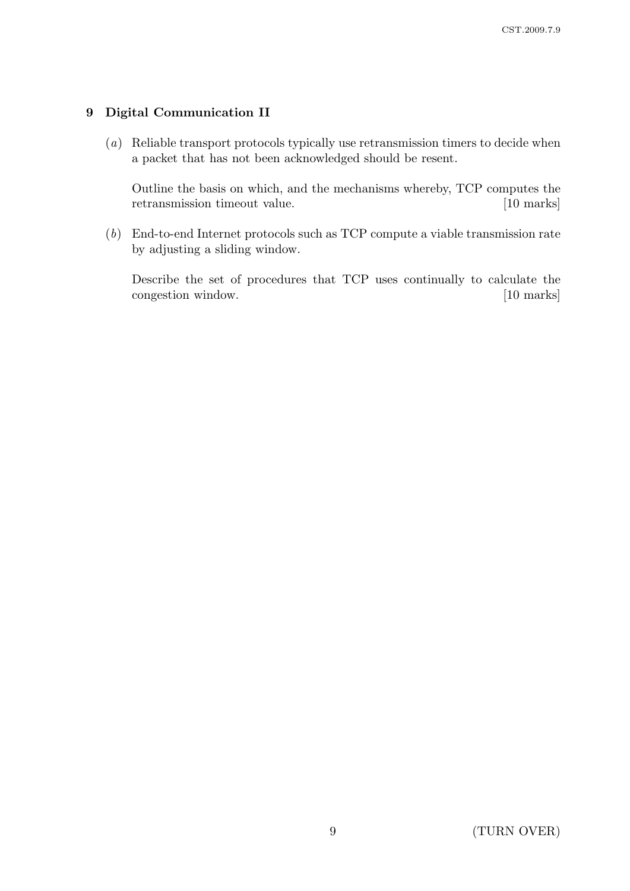## 9 Digital Communication II

(*a*) Reliable transport protocols typically use retransmission timers to decide when a packet that has not been acknowledged should be resent.

Outline the basis on which, and the mechanisms whereby, TCP computes the retransmission timeout value. [10 marks]

(*b*) End-to-end Internet protocols such as TCP compute a viable transmission rate by adjusting a sliding window.

Describe the set of procedures that TCP uses continually to calculate the congestion window. [10 marks]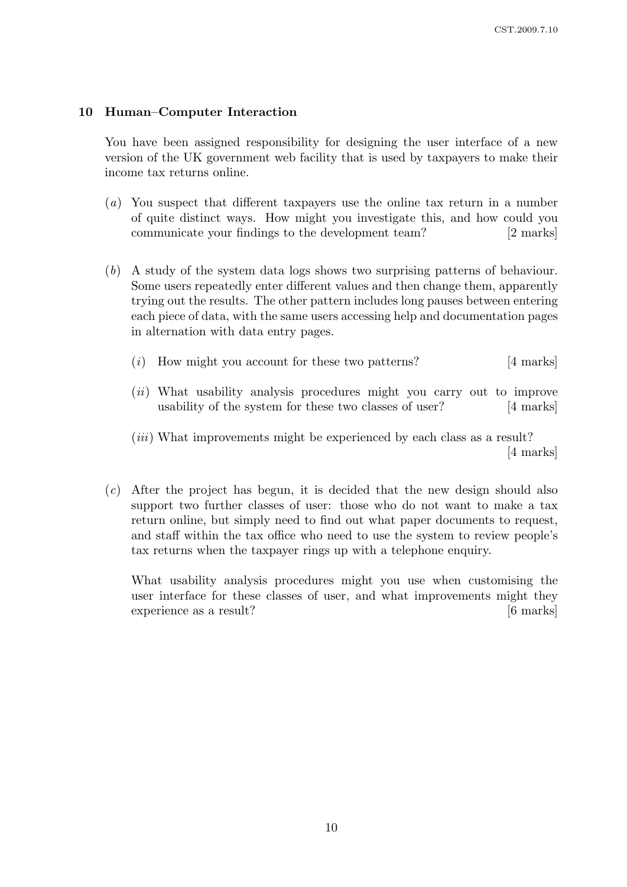## 10 Human–Computer Interaction

You have been assigned responsibility for designing the user interface of a new version of the UK government web facility that is used by taxpayers to make their income tax returns online.

(*a*) You suspect that different taxpayers use the online tax return in a number of quite distinct ways. How might you investigate this, and how could you communicate your findings to the development team? [2 marks]

(*b*) A study of the system data logs shows two surprising patterns of behaviour. Some users repeatedly enter different values and then change them, apparently trying out the results. The other pattern includes long pauses between entering each piece of data, with the same users accessing help and documentation pages in alternation with data entry pages.

(*i*) How might you account for these two patterns? [4 marks]

(*ii*) What usability analysis procedures might you carry out to improve usability of the system for these two classes of user? [4 marks]

(*iii*) What improvements might be experienced by each class as a result? [4 marks]

(*c*) After the project has begun, it is decided that the new design should also support two further classes of user: those who do not want to make a tax return online, but simply need to find out what paper documents to request, and staff within the tax office who need to use the system to review people's tax returns when the taxpayer rings up with a telephone enquiry.

What usability analysis procedures might you use when customising the user interface for these classes of user, and what improvements might they experience as a result? [6 marks]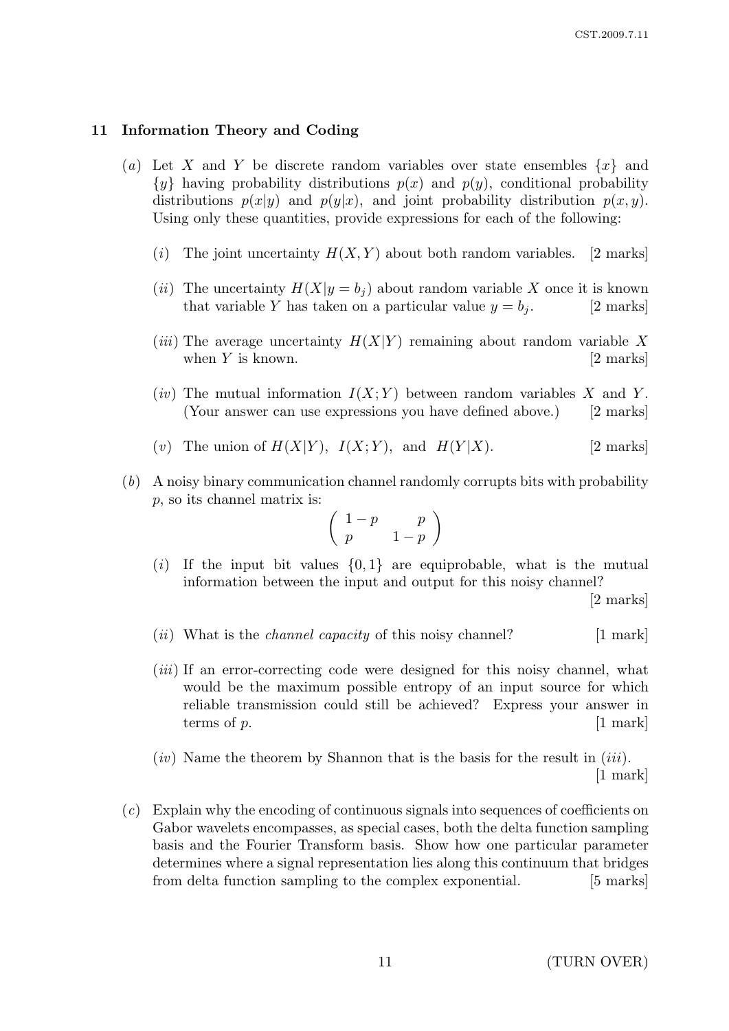## 11 Information Theory and Coding

(*a*) Let $X$ and $Y$ be discrete random variables over state ensembles $\{x\}$ and $\{y\}$ having probability distributions $p(x)$ and $p(y)$, conditional probability distributions $p(x|y)$ and $p(y|x)$, and joint probability distribution $p(x, y)$. Using only these quantities, provide expressions for each of the following:

(*i*) The joint uncertainty $H(X, Y)$ about both random variables. [2 marks]

(*ii*) The uncertainty $H(X|y = b_j)$ about random variable $X$ once it is known that variable $Y$ has taken on a particular value $y = b_j$. [2 marks]

(*iii*) The average uncertainty $H(X|Y)$ remaining about random variable $X$ when $Y$ is known. [2 marks]

(*iv*) The mutual information $I(X; Y)$ between random variables $X$ and $Y$. (Your answer can use expressions you have defined above.) [2 marks]

(*v*) The union of $H(X|Y)$, $I(X; Y)$, and $H(Y|X)$. [2 marks]

(*b*) A noisy binary communication channel randomly corrupts bits with probability $p$, so its channel matrix is:

$$\begin{pmatrix} 1-p & p \\ p & 1-p \end{pmatrix}$$

(*i*) If the input bit values $\{0, 1\}$ are equiprobable, what is the mutual information between the input and output for this noisy channel? [2 marks]

(*ii*) What is the *channel capacity* of this noisy channel? [1 mark]

(*iii*) If an error-correcting code were designed for this noisy channel, what would be the maximum possible entropy of an input source for which reliable transmission could still be achieved? Express your answer in terms of $p$. [1 mark]

(*iv*) Name the theorem by Shannon that is the basis for the result in (*iii*). [1 mark]

(*c*) Explain why the encoding of continuous signals into sequences of coefficients on Gabor wavelets encompasses, as special cases, both the delta function sampling basis and the Fourier Transform basis. Show how one particular parameter determines where a signal representation lies along this continuum that bridges from delta function sampling to the complex exponential. [5 marks]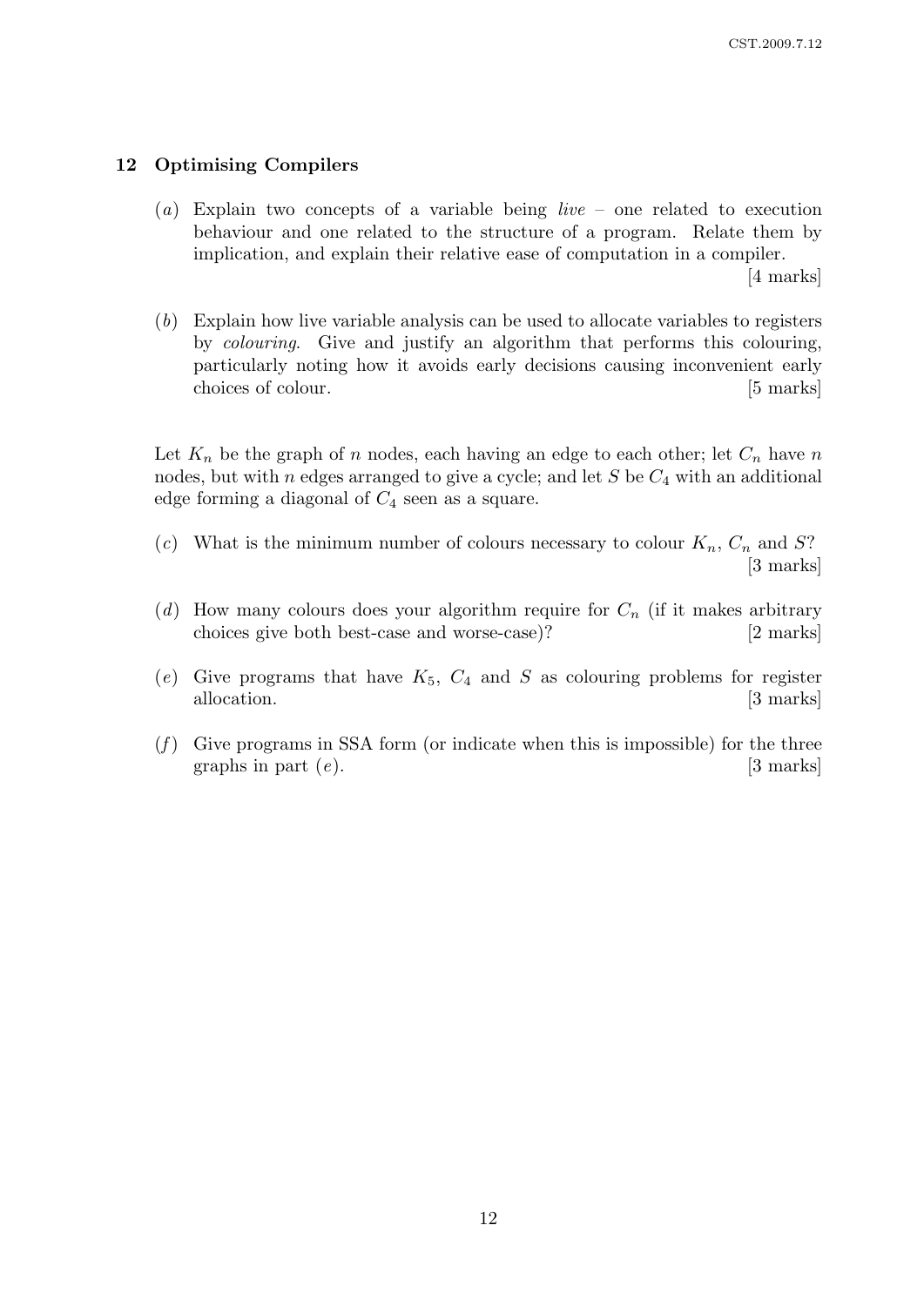## 12 Optimising Compilers

(*a*) Explain two concepts of a variable being *live* – one related to execution behaviour and one related to the structure of a program. Relate them by implication, and explain their relative ease of computation in a compiler. [4 marks]

(*b*) Explain how live variable analysis can be used to allocate variables to registers by *colouring*. Give and justify an algorithm that performs this colouring, particularly noting how it avoids early decisions causing inconvenient early choices of colour. [5 marks]

Let $K_n$ be the graph of $n$ nodes, each having an edge to each other; let $C_n$ have $n$ nodes, but with $n$ edges arranged to give a cycle; and let $S$ be $C_4$ with an additional edge forming a diagonal of $C_4$ seen as a square.

(*c*) What is the minimum number of colours necessary to colour $K_n$, $C_n$ and $S$? [3 marks]

(*d*) How many colours does your algorithm require for $C_n$ (if it makes arbitrary choices give both best-case and worse-case)? [2 marks]

(*e*) Give programs that have $K_5$, $C_4$ and $S$ as colouring problems for register allocation. [3 marks]

(*f*) Give programs in SSA form (or indicate when this is impossible) for the three graphs in part (*e*). [3 marks]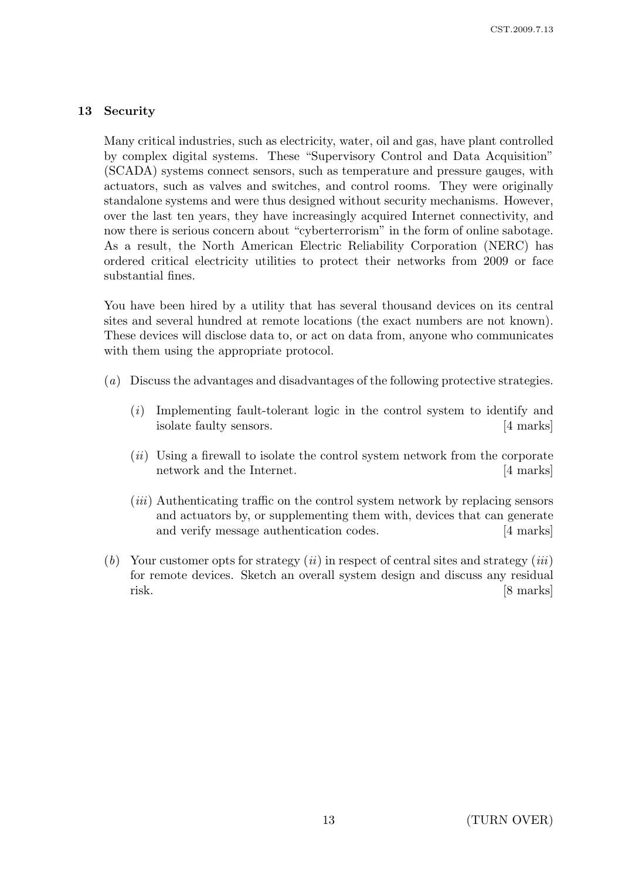## 13 Security

Many critical industries, such as electricity, water, oil and gas, have plant controlled by complex digital systems. These "Supervisory Control and Data Acquisition" (SCADA) systems connect sensors, such as temperature and pressure gauges, with actuators, such as valves and switches, and control rooms. They were originally standalone systems and were thus designed without security mechanisms. However, over the last ten years, they have increasingly acquired Internet connectivity, and now there is serious concern about "cyberterrorism" in the form of online sabotage. As a result, the North American Electric Reliability Corporation (NERC) has ordered critical electricity utilities to protect their networks from 2009 or face substantial fines.

You have been hired by a utility that has several thousand devices on its central sites and several hundred at remote locations (the exact numbers are not known). These devices will disclose data to, or act on data from, anyone who communicates with them using the appropriate protocol.

(*a*) Discuss the advantages and disadvantages of the following protective strategies.

(*i*) Implementing fault-tolerant logic in the control system to identify and isolate faulty sensors. [4 marks]

(*ii*) Using a firewall to isolate the control system network from the corporate network and the Internet. [4 marks]

(*iii*) Authenticating traffic on the control system network by replacing sensors and actuators by, or supplementing them with, devices that can generate and verify message authentication codes. [4 marks]

(*b*) Your customer opts for strategy (*ii*) in respect of central sites and strategy (*iii*) for remote devices. Sketch an overall system design and discuss any residual risk. [8 marks]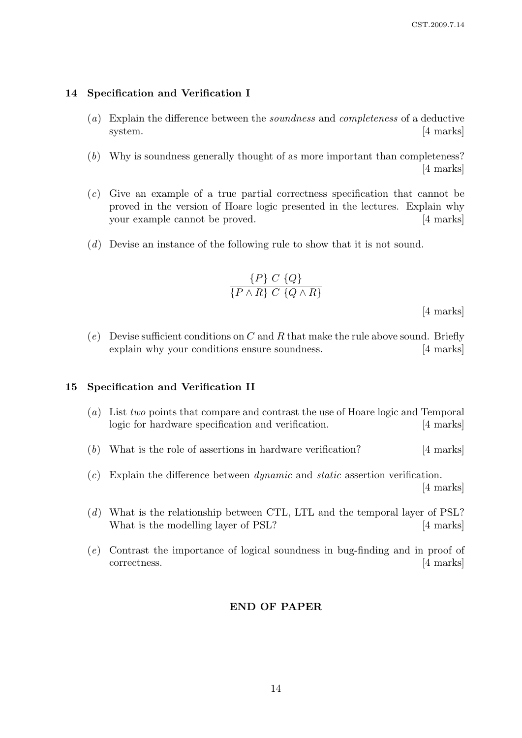## 14 Specification and Verification I

(*a*) Explain the difference between the *soundness* and *completeness* of a deductive system. [4 marks]

(*b*) Why is soundness generally thought of as more important than completeness? [4 marks]

(*c*) Give an example of a true partial correctness specification that cannot be proved in the version of Hoare logic presented in the lectures. Explain why your example cannot be proved. [4 marks]

(*d*) Devise an instance of the following rule to show that it is not sound.

$$\frac{\{P\}\ C\ \{Q\}}{\{P \wedge R\}\ C\ \{Q \wedge R\}}$$

[4 marks]

(*e*) Devise sufficient conditions on $C$ and $R$ that make the rule above sound. Briefly explain why your conditions ensure soundness. [4 marks]

## 15 Specification and Verification II

(*a*) List *two* points that compare and contrast the use of Hoare logic and Temporal logic for hardware specification and verification. [4 marks]

(*b*) What is the role of assertions in hardware verification? [4 marks]

(*c*) Explain the difference between *dynamic* and *static* assertion verification. [4 marks]

(*d*) What is the relationship between CTL, LTL and the temporal layer of PSL? What is the modelling layer of PSL? [4 marks]

(*e*) Contrast the importance of logical soundness in bug-finding and in proof of correctness. [4 marks]

**END OF PAPER**